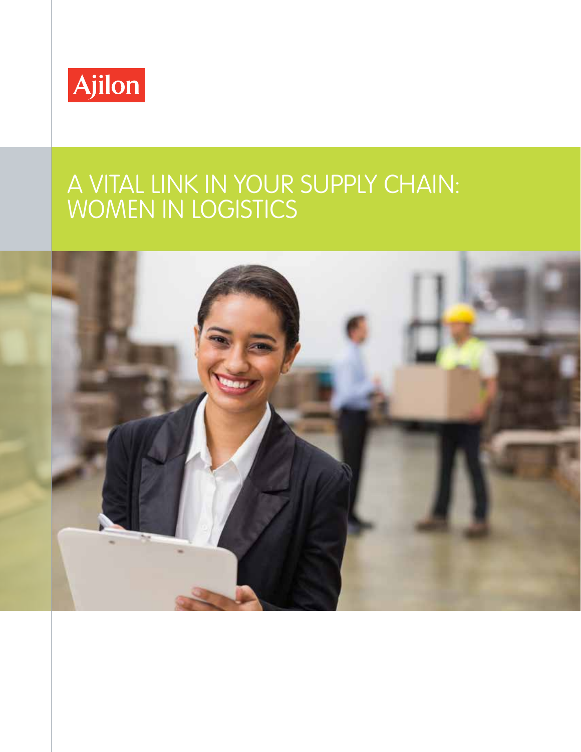Ajilon

# A VITAL LINK IN YOUR SUPPLY CHAIN: WOMEN IN LOGISTICS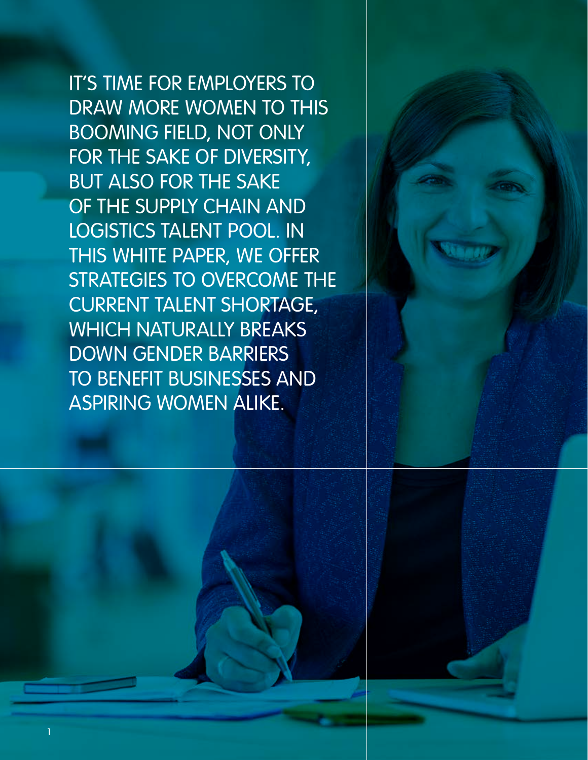IT'S TIME FOR EMPLOYERS TO DRAW MORE WOMEN TO THIS BOOMING FIELD, NOT ONLY FOR THE SAKE OF DIVERSITY, BUT ALSO FOR THE SAKE OF THE SUPPLY CHAIN AND LOGISTICS TALENT POOL. IN THIS WHITE PAPER, WE OFFER STRATEGIES TO OVERCOME THE CURRENT TALENT SHORTAGE, WHICH NATURALLY BREAKS DOWN GENDER BARRIERS TO BENEFIT BUSINESSES AND ASPIRING WOMEN ALIKE.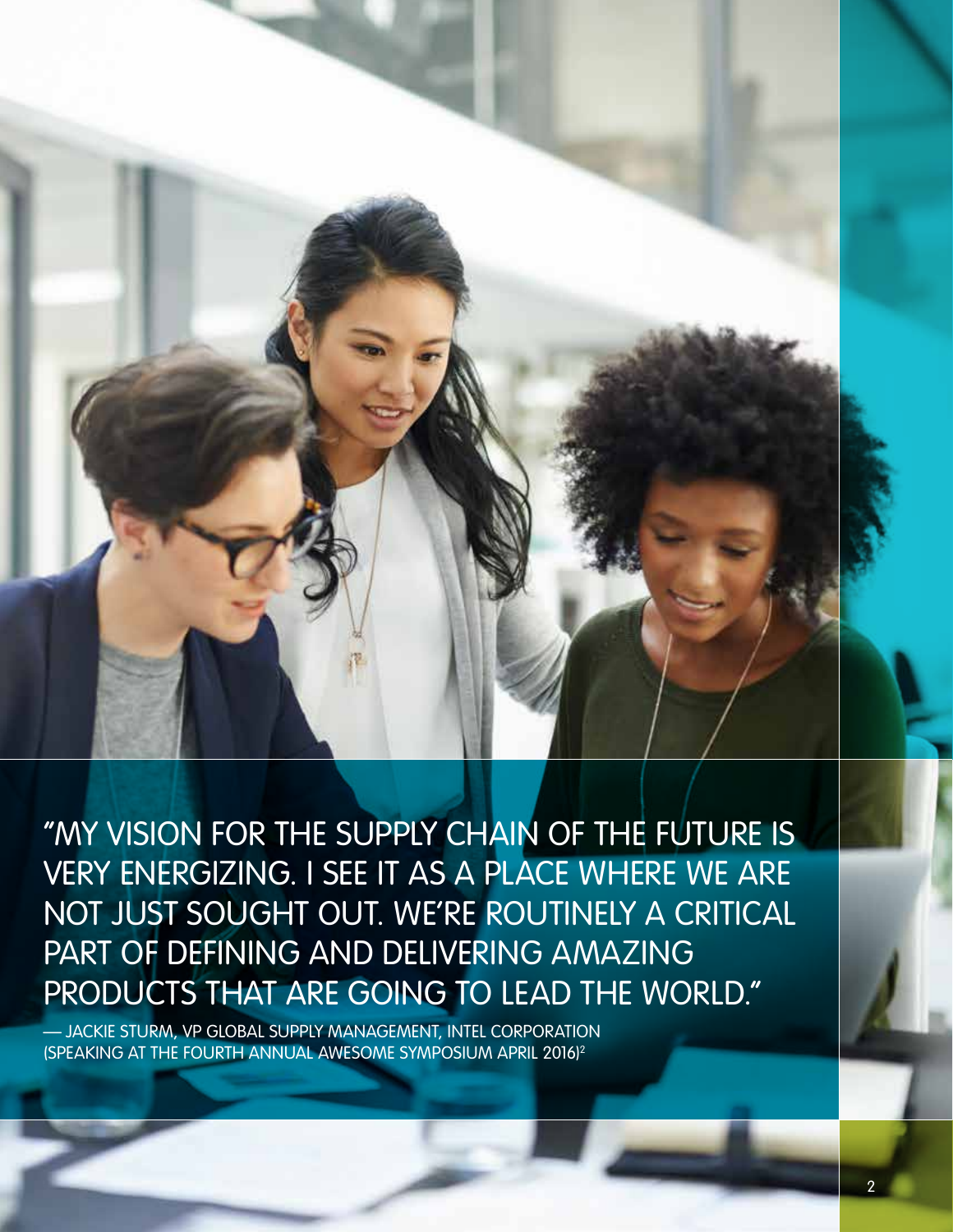"MY VISION FOR THE SUPPLY CHAIN OF THE FUTURE IS VERY ENERGIZING. I SEE IT AS A PLACE WHERE WE ARE NOT JUST SOUGHT OUT. WE'RE ROUTINELY A CRITICAL PART OF DEFINING AND DELIVERING AMAZING PRODUCTS THAT ARE GOING TO LEAD THE WORLD."

— JACKIE STURM, VP GLOBAL SUPPLY MANAGEMENT, INTEL CORPORATION (SPEAKING AT THE FOURTH ANNUAL AWESOME SYMPOSIUM APRIL 2016)[2]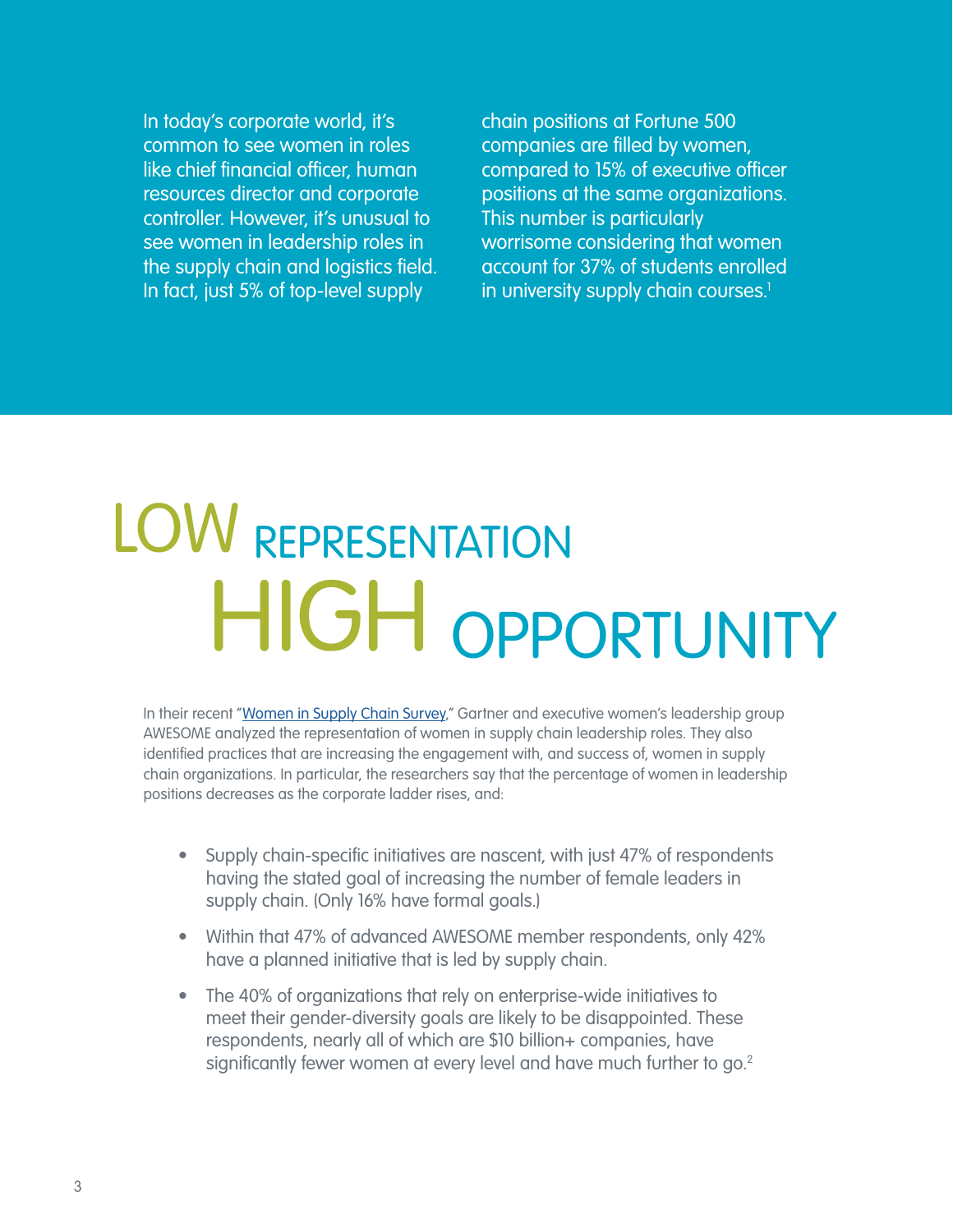In today's corporate world, it's common to see women in roles like chief financial officer, human resources director and corporate controller. However, it's unusual to see women in leadership roles in the supply chain and logistics field. In fact, just 5% of top-level supply chain positions at Fortune 500 companies are filled by women, compared to 15% of executive officer positions at the same organizations. This number is particularly worrisome considering that women account for 37% of students enrolled in university supply chain courses.[1]

# LOW REPRESENTATION HIGH OPPORTUNITY

In their recent "Women in Supply Chain Survey," Gartner and executive women's leadership group AWESOME analyzed the representation of women in supply chain leadership roles. They also identified practices that are increasing the engagement with, and success of, women in supply chain organizations. In particular, the researchers say that the percentage of women in leadership positions decreases as the corporate ladder rises, and:

- Supply chain-specific initiatives are nascent, with just 47% of respondents having the stated goal of increasing the number of female leaders in supply chain. (Only 16% have formal goals.)
- Within that 47% of advanced AWESOME member respondents, only 42% have a planned initiative that is led by supply chain.
- The 40% of organizations that rely on enterprise-wide initiatives to meet their gender-diversity goals are likely to be disappointed. These respondents, nearly all of which are $10 billion+ companies, have significantly fewer women at every level and have much further to go.[2]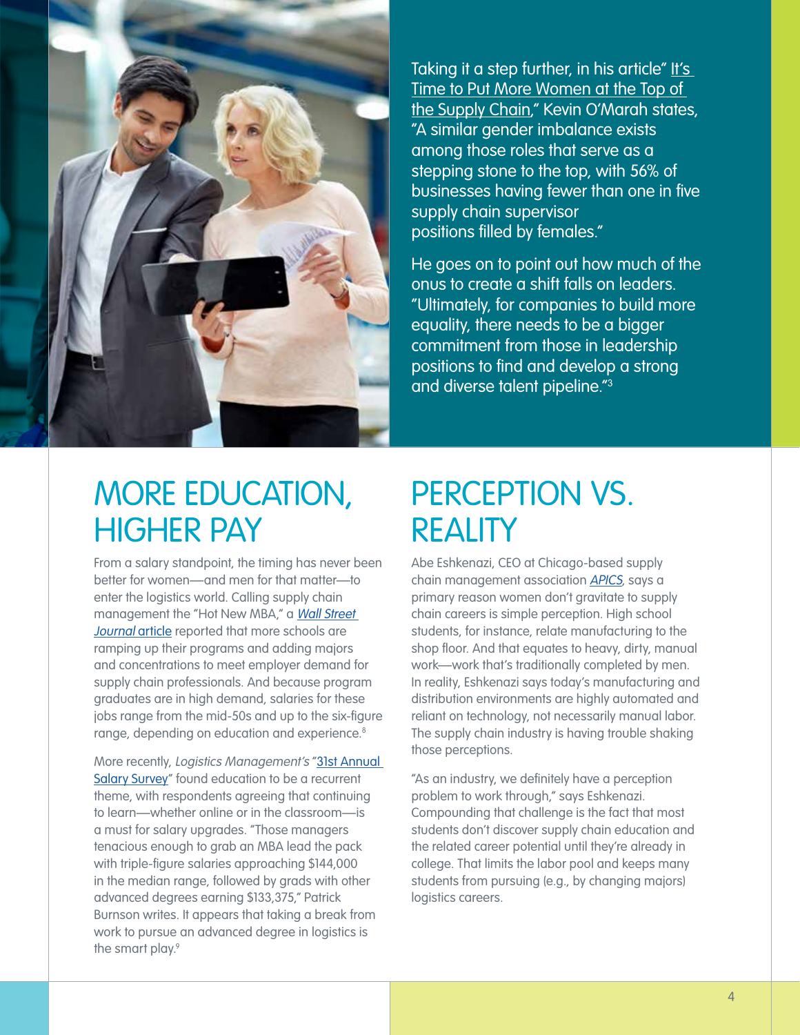Taking it a step further, in his article "It's Time to Put More Women at the Top of the Supply Chain," Kevin O'Marah states, "A similar gender imbalance exists among those roles that serve as a stepping stone to the top, with 56% of businesses having fewer than one in five supply chain supervisor positions filled by females."

He goes on to point out how much of the onus to create a shift falls on leaders. "Ultimately, for companies to build more equality, there needs to be a bigger commitment from those in leadership positions to find and develop a strong and diverse talent pipeline."[3]

## MORE EDUCATION, HIGHER PAY

From a salary standpoint, the timing has never been better for women—and men for that matter—to enter the logistics world. Calling supply chain management the "Hot New MBA," a *Wall Street Journal* article reported that more schools are ramping up their programs and adding majors and concentrations to meet employer demand for supply chain professionals. And because program graduates are in high demand, salaries for these jobs range from the mid-50s and up to the six-figure range, depending on education and experience.[8]

More recently, *Logistics Management's* "31st Annual Salary Survey" found education to be a recurrent theme, with respondents agreeing that continuing to learn—whether online or in the classroom—is a must for salary upgrades. "Those managers tenacious enough to grab an MBA lead the pack with triple-figure salaries approaching $144,000 in the median range, followed by grads with other advanced degrees earning $133,375," Patrick Burnson writes. It appears that taking a break from work to pursue an advanced degree in logistics is the smart play.[9]

## PERCEPTION VS. REALITY

Abe Eshkenazi, CEO at Chicago-based supply chain management association *APICS*, says a primary reason women don't gravitate to supply chain careers is simple perception. High school students, for instance, relate manufacturing to the shop floor. And that equates to heavy, dirty, manual work—work that's traditionally completed by men. In reality, Eshkenazi says today's manufacturing and distribution environments are highly automated and reliant on technology, not necessarily manual labor. The supply chain industry is having trouble shaking those perceptions.

"As an industry, we definitely have a perception problem to work through," says Eshkenazi. Compounding that challenge is the fact that most students don't discover supply chain education and the related career potential until they're already in college. That limits the labor pool and keeps many students from pursuing (e.g., by changing majors) logistics careers.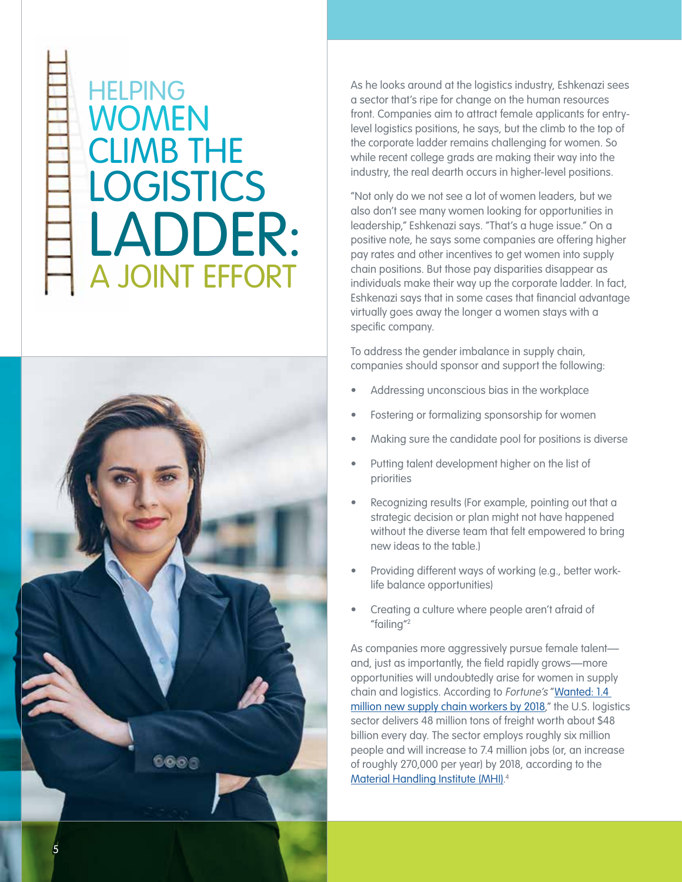# HELPING WOMEN CLIMB THE LOGISTICS LADDER: A JOINT EFFORT

As he looks around at the logistics industry, Eshkenazi sees a sector that's ripe for change on the human resources front. Companies aim to attract female applicants for entry-level logistics positions, he says, but the climb to the top of the corporate ladder remains challenging for women. So while recent college grads are making their way into the industry, the real dearth occurs in higher-level positions.

"Not only do we not see a lot of women leaders, but we also don't see many women looking for opportunities in leadership," Eshkenazi says. "That's a huge issue." On a positive note, he says some companies are offering higher pay rates and other incentives to get women into supply chain positions. But those pay disparities disappear as individuals make their way up the corporate ladder. In fact, Eshkenazi says that in some cases that financial advantage virtually goes away the longer a women stays with a specific company.

To address the gender imbalance in supply chain, companies should sponsor and support the following:

- Addressing unconscious bias in the workplace
- Fostering or formalizing sponsorship for women
- Making sure the candidate pool for positions is diverse
- Putting talent development higher on the list of priorities
- Recognizing results (For example, pointing out that a strategic decision or plan might not have happened without the diverse team that felt empowered to bring new ideas to the table.)
- Providing different ways of working (e.g., better work-life balance opportunities)
- Creating a culture where people aren't afraid of "failing"[2]

As companies more aggressively pursue female talent—and, just as importantly, the field rapidly grows—more opportunities will undoubtedly arise for women in supply chain and logistics. According to *Fortune's* "Wanted: 1.4 million new supply chain workers by 2018," the U.S. logistics sector delivers 48 million tons of freight worth about $48 billion every day. The sector employs roughly six million people and will increase to 7.4 million jobs (or, an increase of roughly 270,000 per year) by 2018, according to the Material Handling Institute (MHI).[4]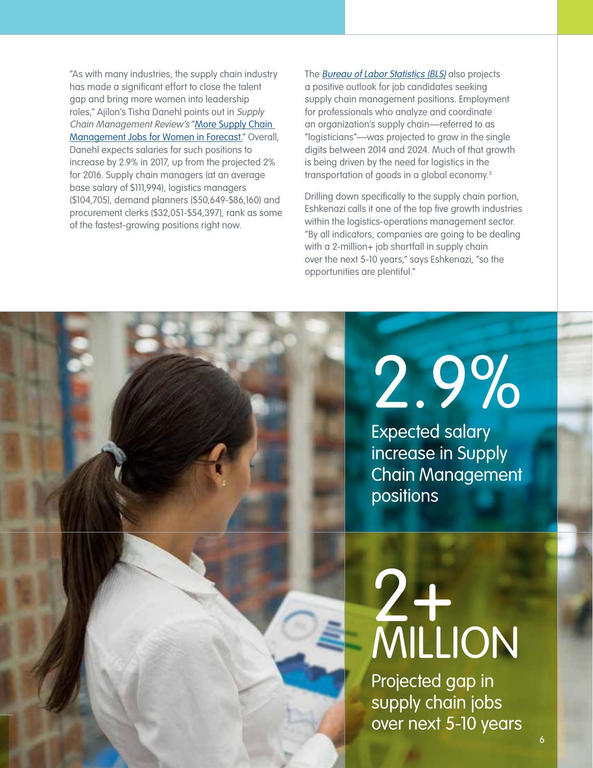"As with many industries, the supply chain industry has made a significant effort to close the talent gap and bring more women into leadership roles," Ajilon's Tisha Danehl points out in *Supply Chain Management Review's* "More Supply Chain Management Jobs for Women in Forecast." Overall, Danehl expects salaries for such positions to increase by 2.9% in 2017, up from the projected 2% for 2016. Supply chain managers (at an average base salary of $111,994), logistics managers ($104,705), demand planners ($50,649-$86,160) and procurement clerks ($32,051-$54,397), rank as some of the fastest-growing positions right now.

The *Bureau of Labor Statistics (BLS)* also projects a positive outlook for job candidates seeking supply chain management positions. Employment for professionals who analyze and coordinate an organization's supply chain—referred to as "logisticians"—was projected to grow in the single digits between 2014 and 2024. Much of that growth is being driven by the need for logistics in the transportation of goods in a global economy.[5]

Drilling down specifically to the supply chain portion, Eshkenazi calls it one of the top five growth industries within the logistics-operations management sector. "By all indicators, companies are going to be dealing with a 2-million+ job shortfall in supply chain over the next 5-10 years," says Eshkenazi, "so the opportunities are plentiful."

**2.9%**

Expected salary increase in Supply Chain Management positions

**2+ MILLION**

Projected gap in supply chain jobs over next 5-10 years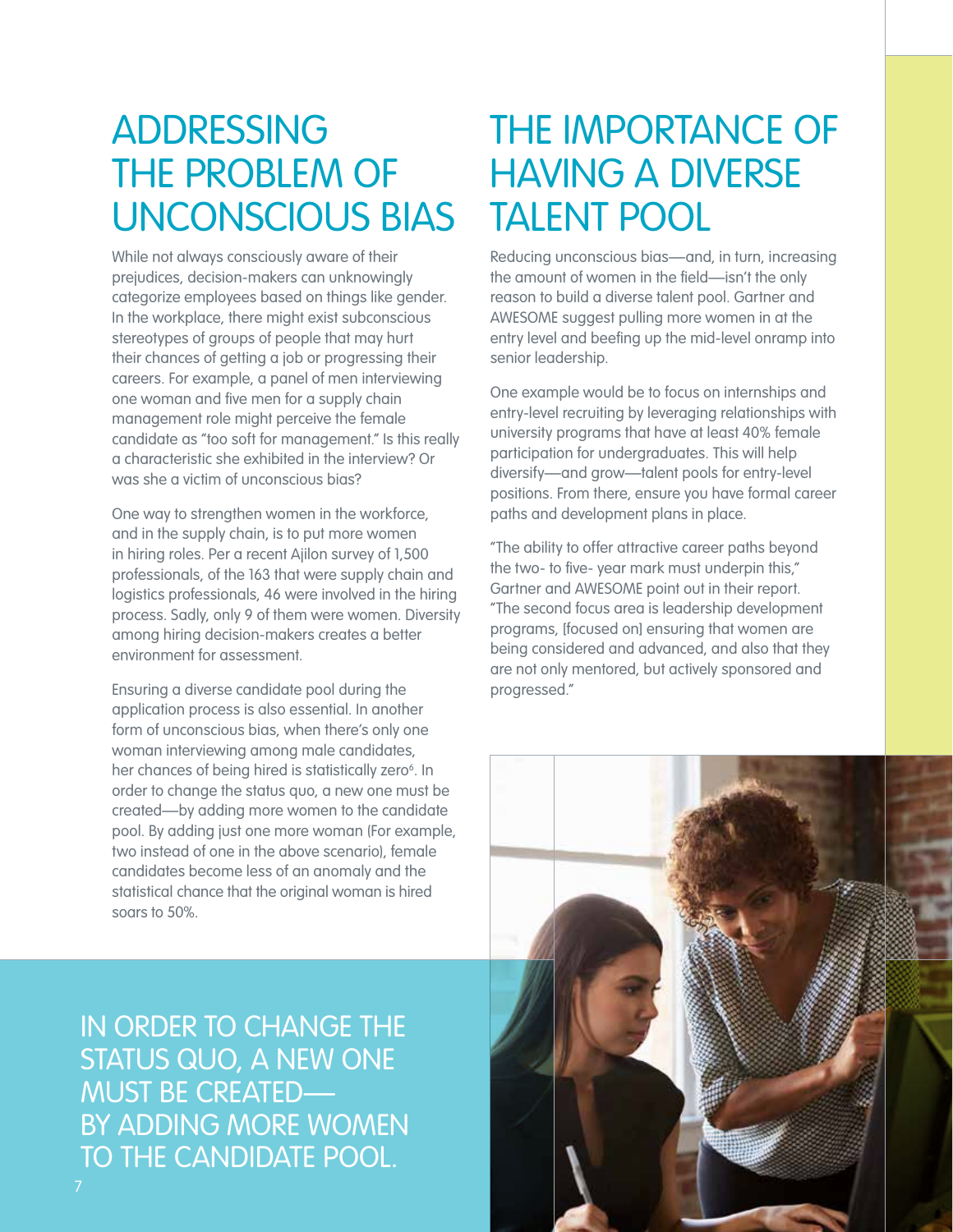# ADDRESSING THE PROBLEM OF UNCONSCIOUS BIAS

While not always consciously aware of their prejudices, decision-makers can unknowingly categorize employees based on things like gender. In the workplace, there might exist subconscious stereotypes of groups of people that may hurt their chances of getting a job or progressing their careers. For example, a panel of men interviewing one woman and five men for a supply chain management role might perceive the female candidate as "too soft for management." Is this really a characteristic she exhibited in the interview? Or was she a victim of unconscious bias?

One way to strengthen women in the workforce, and in the supply chain, is to put more women in hiring roles. Per a recent Ajilon survey of 1,500 professionals, of the 163 that were supply chain and logistics professionals, 46 were involved in the hiring process. Sadly, only 9 of them were women. Diversity among hiring decision-makers creates a better environment for assessment.

Ensuring a diverse candidate pool during the application process is also essential. In another form of unconscious bias, when there's only one woman interviewing among male candidates, her chances of being hired is statistically zero[6]. In order to change the status quo, a new one must be created—by adding more women to the candidate pool. By adding just one more woman (For example, two instead of one in the above scenario), female candidates become less of an anomaly and the statistical chance that the original woman is hired soars to 50%.

IN ORDER TO CHANGE THE STATUS QUO, A NEW ONE MUST BE CREATED— BY ADDING MORE WOMEN TO THE CANDIDATE POOL.

# THE IMPORTANCE OF HAVING A DIVERSE TALENT POOL

Reducing unconscious bias—and, in turn, increasing the amount of women in the field—isn't the only reason to build a diverse talent pool. Gartner and AWESOME suggest pulling more women in at the entry level and beefing up the mid-level onramp into senior leadership.

One example would be to focus on internships and entry-level recruiting by leveraging relationships with university programs that have at least 40% female participation for undergraduates. This will help diversify—and grow—talent pools for entry-level positions. From there, ensure you have formal career paths and development plans in place.

"The ability to offer attractive career paths beyond the two- to five- year mark must underpin this," Gartner and AWESOME point out in their report. "The second focus area is leadership development programs, [focused on] ensuring that women are being considered and advanced, and also that they are not only mentored, but actively sponsored and progressed."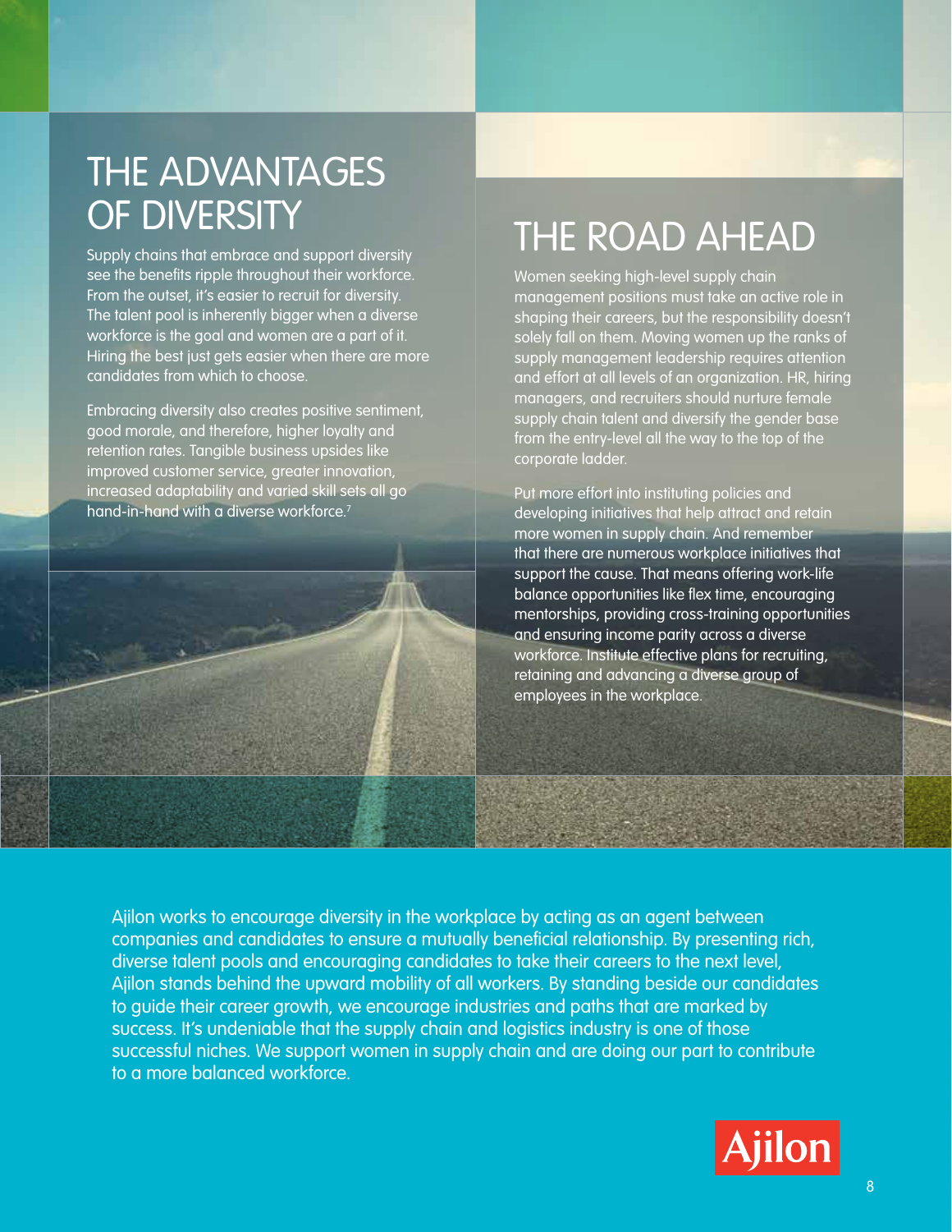## THE ADVANTAGES OF DIVERSITY

Supply chains that embrace and support diversity see the benefits ripple throughout their workforce. From the outset, it's easier to recruit for diversity. The talent pool is inherently bigger when a diverse workforce is the goal and women are a part of it. Hiring the best just gets easier when there are more candidates from which to choose.

Embracing diversity also creates positive sentiment, good morale, and therefore, higher loyalty and retention rates. Tangible business upsides like improved customer service, greater innovation, increased adaptability and varied skill sets all go hand-in-hand with a diverse workforce.[7]

## THE ROAD AHEAD

Women seeking high-level supply chain management positions must take an active role in shaping their careers, but the responsibility doesn't solely fall on them. Moving women up the ranks of supply management leadership requires attention and effort at all levels of an organization. HR, hiring managers, and recruiters should nurture female supply chain talent and diversify the gender base from the entry-level all the way to the top of the corporate ladder.

Put more effort into instituting policies and developing initiatives that help attract and retain more women in supply chain. And remember that there are numerous workplace initiatives that support the cause. That means offering work-life balance opportunities like flex time, encouraging mentorships, providing cross-training opportunities and ensuring income parity across a diverse workforce. Institute effective plans for recruiting, retaining and advancing a diverse group of employees in the workplace.

Ajilon works to encourage diversity in the workplace by acting as an agent between companies and candidates to ensure a mutually beneficial relationship. By presenting rich, diverse talent pools and encouraging candidates to take their careers to the next level, Ajilon stands behind the upward mobility of all workers. By standing beside our candidates to guide their career growth, we encourage industries and paths that are marked by success. It's undeniable that the supply chain and logistics industry is one of those successful niches. We support women in supply chain and are doing our part to contribute to a more balanced workforce.

Ajilon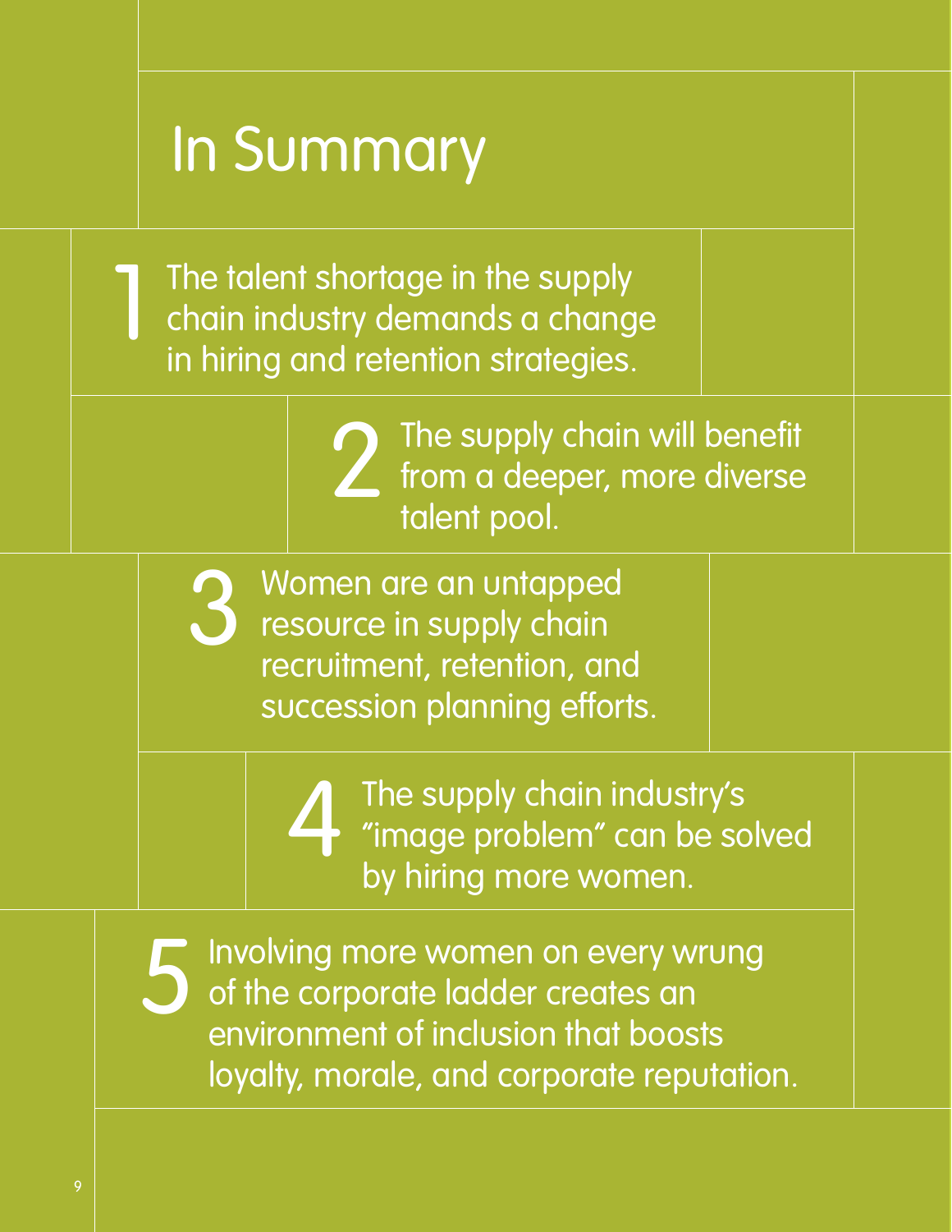# In Summary

1. The talent shortage in the supply chain industry demands a change in hiring and retention strategies.

2. The supply chain will benefit from a deeper, more diverse talent pool.

3. Women are an untapped resource in supply chain recruitment, retention, and succession planning efforts.

4. The supply chain industry's "image problem" can be solved by hiring more women.

5. Involving more women on every wrung of the corporate ladder creates an environment of inclusion that boosts loyalty, morale, and corporate reputation.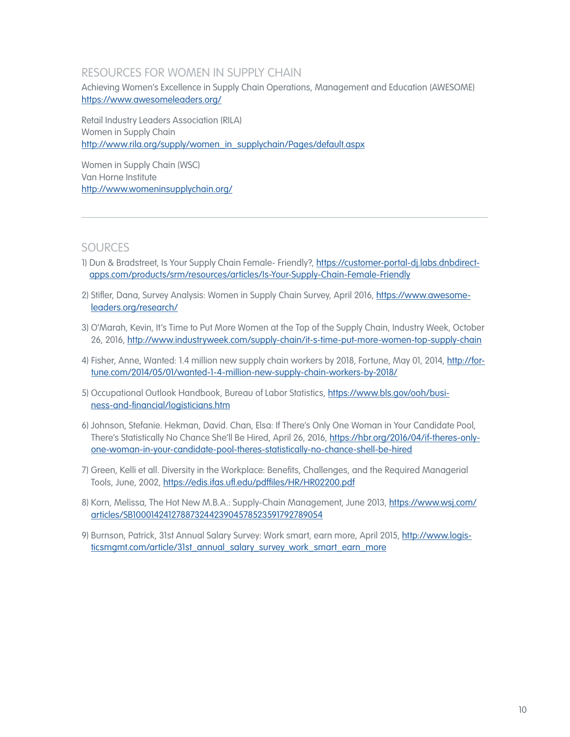## RESOURCES FOR WOMEN IN SUPPLY CHAIN

Achieving Women's Excellence in Supply Chain Operations, Management and Education (AWESOME)
https://www.awesomeleaders.org/

Retail Industry Leaders Association (RILA)
Women in Supply Chain
http://www.rila.org/supply/women_in_supplychain/Pages/default.aspx

Women in Supply Chain (WSC)
Van Horne Institute
http://www.womeninsupplychain.org/

---

## SOURCES

1) Dun & Bradstreet, Is Your Supply Chain Female- Friendly?, https://customer-portal-dj.labs.dnbdirect-apps.com/products/srm/resources/articles/Is-Your-Supply-Chain-Female-Friendly

2) Stifler, Dana, Survey Analysis: Women in Supply Chain Survey, April 2016, https://www.awesome-leaders.org/research/

3) O'Marah, Kevin, It's Time to Put More Women at the Top of the Supply Chain, Industry Week, October 26, 2016, http://www.industryweek.com/supply-chain/it-s-time-put-more-women-top-supply-chain

4) Fisher, Anne, Wanted: 1.4 million new supply chain workers by 2018, Fortune, May 01, 2014, http://fortune.com/2014/05/01/wanted-1-4-million-new-supply-chain-workers-by-2018/

5) Occupational Outlook Handbook, Bureau of Labor Statistics, https://www.bls.gov/ooh/business-and-financial/logisticians.htm

6) Johnson, Stefanie. Hekman, David. Chan, Elsa: If There's Only One Woman in Your Candidate Pool, There's Statistically No Chance She'll Be Hired, April 26, 2016, https://hbr.org/2016/04/if-theres-only-one-woman-in-your-candidate-pool-theres-statistically-no-chance-shell-be-hired

7) Green, Kelli et all. Diversity in the Workplace: Benefits, Challenges, and the Required Managerial Tools, June, 2002, https://edis.ifas.ufl.edu/pdffiles/HR/HR02200.pdf

8) Korn, Melissa, The Hot New M.B.A.: Supply-Chain Management, June 2013, https://www.wsj.com/articles/SB10001424127887324423904578523591792789054

9) Burnson, Patrick, 31st Annual Salary Survey: Work smart, earn more, April 2015, http://www.logisticsmgmt.com/article/31st_annual_salary_survey_work_smart_earn_more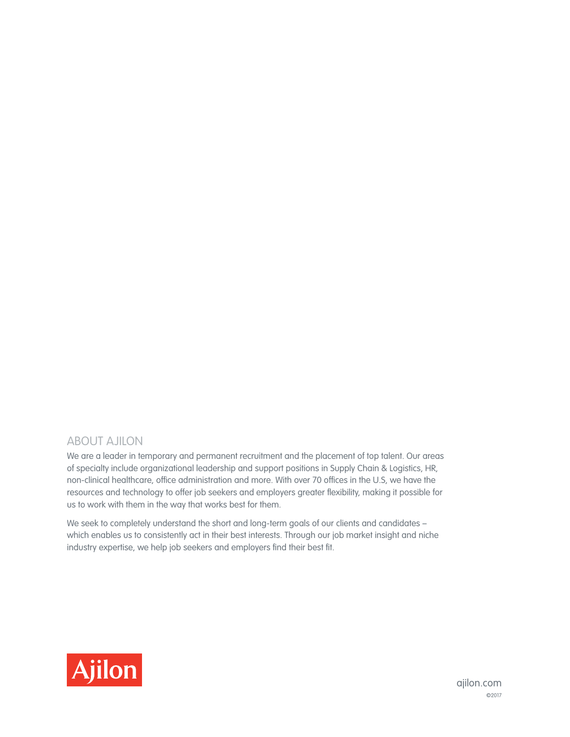## ABOUT AJILON

We are a leader in temporary and permanent recruitment and the placement of top talent. Our areas of specialty include organizational leadership and support positions in Supply Chain & Logistics, HR, non-clinical healthcare, office administration and more. With over 70 offices in the U.S, we have the resources and technology to offer job seekers and employers greater flexibility, making it possible for us to work with them in the way that works best for them.

We seek to completely understand the short and long-term goals of our clients and candidates – which enables us to consistently act in their best interests. Through our job market insight and niche industry expertise, we help job seekers and employers find their best fit.

Ajilon

ajilon.com

©2017